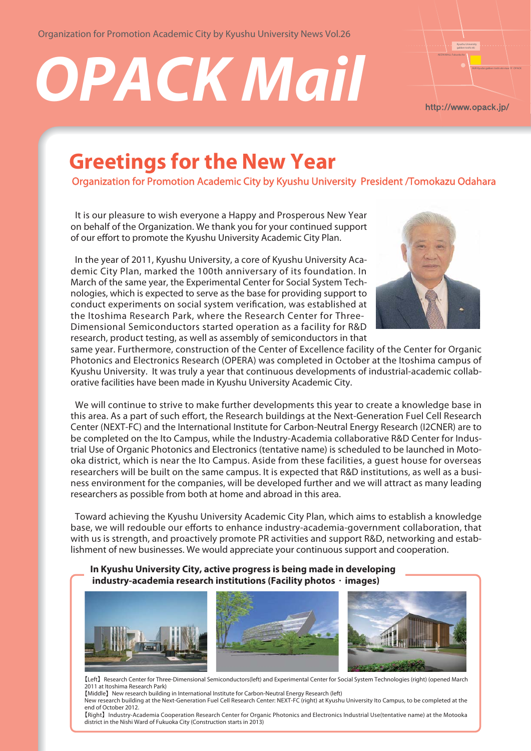Organization for Promotion Academic City by Kyushu University News Vol.26

# OPACK Mail

http://www.opack.jp/

## Greetings for the New Year

Organization for Promotion Academic City by Kyushu University President /Tomokazu Odahara

It is our pleasure to wish everyone a Happy and Prosperous New Year on behalf of the Organization. We thank you for your continued support of our effort to promote the Kyushu University Academic City Plan.

In the year of 2011, Kyushu University, a core of Kyushu University Academic City Plan, marked the 100th anniversary of its foundation. In March of the same year, the Experimental Center for Social System Technologies, which is expected to serve as the base for providing support to conduct experiments on social system verification, was established at the Itoshima Research Park, where the Research Center for Three-Dimensional Semiconductors started operation as a facility for R&D research, product testing, as well as assembly of semiconductors in that same year. Furthermore, construction of the Center of Excellence facility of the Center for Organic Photonics and Electronics Research (OPERA) was completed in October at the Itoshima campus of Kyushu University. It was truly a year that continuous developments of industrial-academic collaborative facilities have been made in Kyushu University Academic City.

We will continue to strive to make further developments this year to create a knowledge base in this area. As a part of such effort, the Research buildings at the Next-Generation Fuel Cell Research Center (NEXT-FC) and the International Institute for Carbon-Neutral Energy Research (I2CNER) are to be completed on the Ito Campus, while the Industry-Academia collaborative R&D Center for Industrial Use of Organic Photonics and Electronics (tentative name) is scheduled to be launched in Motooka district, which is near the Ito Campus. Aside from these facilities, a guest house for overseas researchers will be built on the same campus. It is expected that R&D institutions, as well as a business environment for the companies, will be developed further and we will attract as many leading researchers as possible from both at home and abroad in this area.

Toward achieving the Kyushu University Academic City Plan, which aims to establish a knowledge base, we will redouble our efforts to enhance industry-academia-government collaboration, that with us is strength, and proactively promote PR activities and support R&D, networking and establishment of new businesses. We would appreciate your continuous support and cooperation.

**In Kyushu University City, active progress is being made in developing industry-academia research institutions (Facility photos・images)**

【Left】Research Center for Three-Dimensional Semiconductors(left) and Experimental Center for Social System Technologies (right) (opened March 2011 at Itoshima Research Park)

【Middle】New research building in International Institute for Carbon-Neutral Energy Research (left)
New research building at the Next-Generation Fuel Cell Research Center: NEXT-FC (right) at Kyushu University Ito Campus, to be completed at the end of October 2012.

【Right】Industry-Academia Cooperation Research Center for Organic Photonics and Electronics Industrial Use(tentative name) at the Motooka district in the Nishi Ward of Fukuoka City (Construction starts in 2013)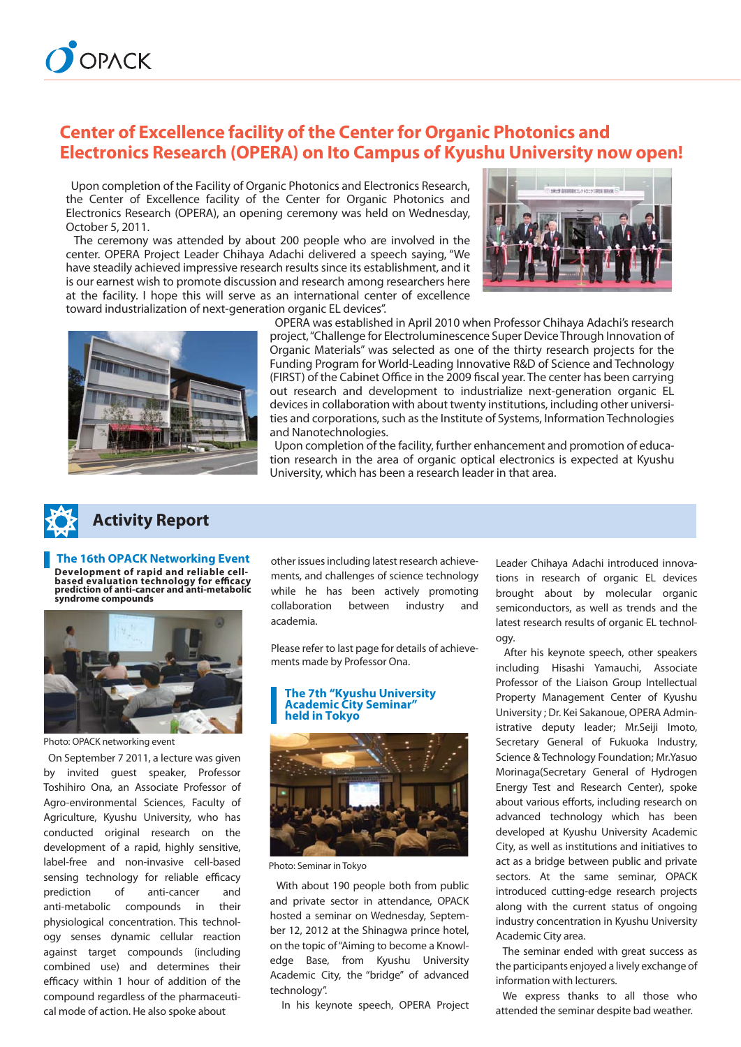# Center of Excellence facility of the Center for Organic Photonics and Electronics Research (OPERA) on Ito Campus of Kyushu University now open!

Upon completion of the Facility of Organic Photonics and Electronics Research, the Center of Excellence facility of the Center for Organic Photonics and Electronics Research (OPERA), an opening ceremony was held on Wednesday, October 5, 2011.

The ceremony was attended by about 200 people who are involved in the center. OPERA Project Leader Chihaya Adachi delivered a speech saying, "We have steadily achieved impressive research results since its establishment, and it is our earnest wish to promote discussion and research among researchers here at the facility. I hope this will serve as an international center of excellence toward industrialization of next-generation organic EL devices".

OPERA was established in April 2010 when Professor Chihaya Adachi's research project, "Challenge for Electroluminescence Super Device Through Innovation of Organic Materials" was selected as one of the thirty research projects for the Funding Program for World-Leading Innovative R&D of Science and Technology (FIRST) of the Cabinet Office in the 2009 fiscal year. The center has been carrying out research and development to industrialize next-generation organic EL devices in collaboration with about twenty institutions, including other universities and corporations, such as the Institute of Systems, Information Technologies and Nanotechnologies.

Upon completion of the facility, further enhancement and promotion of education research in the area of organic optical electronics is expected at Kyushu University, which has been a research leader in that area.

## Activity Report

### The 16th OPACK Networking Event

**Development of rapid and reliable cell-based evaluation technology for efficacy prediction of anti-cancer and anti-metabolic syndrome compounds**

Photo: OPACK networking event

On September 7 2011, a lecture was given by invited guest speaker, Professor Toshihiro Ona, an Associate Professor of Agro-environmental Sciences, Faculty of Agriculture, Kyushu University, who has conducted original research on the development of a rapid, highly sensitive, label-free and non-invasive cell-based sensing technology for reliable efficacy prediction of anti-cancer and anti-metabolic compounds in their physiological concentration. This technology senses dynamic cellular reaction against target compounds (including combined use) and determines their efficacy within 1 hour of addition of the compound regardless of the pharmaceutical mode of action. He also spoke about other issues including latest research achievements, and challenges of science technology while he has been actively promoting collaboration between industry and academia.

Please refer to last page for details of achievements made by Professor Ona.

### The 7th "Kyushu University Academic City Seminar" held in Tokyo

Photo: Seminar in Tokyo

With about 190 people both from public and private sector in attendance, OPACK hosted a seminar on Wednesday, September 12, 2012 at the Shinagwa prince hotel, on the topic of "Aiming to become a Knowledge Base, from Kyushu University Academic City, the "bridge" of advanced technology".

In his keynote speech, OPERA Project Leader Chihaya Adachi introduced innovations in research of organic EL devices brought about by molecular organic semiconductors, as well as trends and the latest research results of organic EL technology.

After his keynote speech, other speakers including Hisashi Yamauchi, Associate Professor of the Liaison Group Intellectual Property Management Center of Kyushu University ; Dr. Kei Sakanoue, OPERA Administrative deputy leader; Mr.Seiji Imoto, Secretary General of Fukuoka Industry, Science & Technology Foundation; Mr.Yasuo Morinaga(Secretary General of Hydrogen Energy Test and Research Center), spoke about various efforts, including research on advanced technology which has been developed at Kyushu University Academic City, as well as institutions and initiatives to act as a bridge between public and private sectors. At the same seminar, OPACK introduced cutting-edge research projects along with the current status of ongoing industry concentration in Kyushu University Academic City area.

The seminar ended with great success as the participants enjoyed a lively exchange of information with lecturers.

We express thanks to all those who attended the seminar despite bad weather.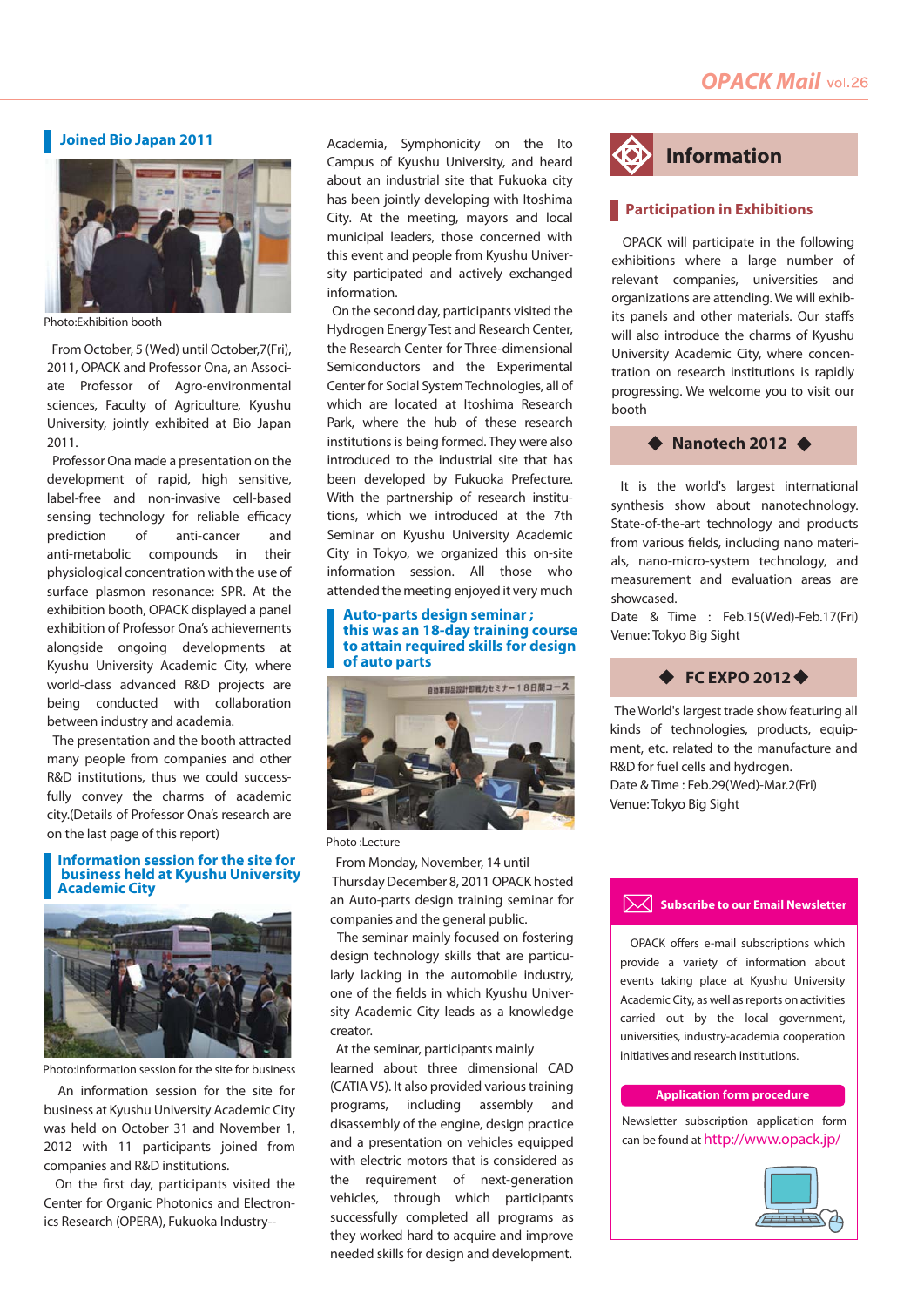## Joined Bio Japan 2011

Photo:Exhibition booth

From October, 5 (Wed) until October,7(Fri), 2011, OPACK and Professor Ona, an Associate Professor of Agro-environmental sciences, Faculty of Agriculture, Kyushu University, jointly exhibited at Bio Japan 2011.

Professor Ona made a presentation on the development of rapid, high sensitive, label-free and non-invasive cell-based sensing technology for reliable efficacy prediction of anti-cancer and anti-metabolic compounds in their physiological concentration with the use of surface plasmon resonance: SPR. At the exhibition booth, OPACK displayed a panel exhibition of Professor Ona's achievements alongside ongoing developments at Kyushu University Academic City, where world-class advanced R&D projects are being conducted with collaboration between industry and academia.

The presentation and the booth attracted many people from companies and other R&D institutions, thus we could successfully convey the charms of academic city.(Details of Professor Ona's research are on the last page of this report)

## Information session for the site for business held at Kyushu University Academic City

Photo:Information session for the site for business

An information session for the site for business at Kyushu University Academic City was held on October 31 and November 1, 2012 with 11 participants joined from companies and R&D institutions.

On the first day, participants visited the Center for Organic Photonics and Electronics Research (OPERA), Fukuoka Industry-Academia, Symphonicity on the Ito Campus of Kyushu University, and heard about an industrial site that Fukuoka city has been jointly developing with Itoshima City. At the meeting, mayors and local municipal leaders, those concerned with this event and people from Kyushu University participated and actively exchanged information.

On the second day, participants visited the Hydrogen Energy Test and Research Center, the Research Center for Three-dimensional Semiconductors and the Experimental Center for Social System Technologies, all of which are located at Itoshima Research Park, where the hub of these research institutions is being formed. They were also introduced to the industrial site that has been developed by Fukuoka Prefecture. With the partnership of research institutions, which we introduced at the 7th Seminar on Kyushu University Academic City in Tokyo, we organized this on-site information session. All those who attended the meeting enjoyed it very much

## Auto-parts design seminar ; this was an 18-day training course to attain required skills for design of auto parts

Photo :Lecture

From Monday, November, 14 until Thursday December 8, 2011 OPACK hosted an Auto-parts design training seminar for companies and the general public.

The seminar mainly focused on fostering design technology skills that are particularly lacking in the automobile industry, one of the fields in which Kyushu University Academic City leads as a knowledge creator.

At the seminar, participants mainly learned about three dimensional CAD (CATIA V5). It also provided various training programs, including assembly and disassembly of the engine, design practice and a presentation on vehicles equipped with electric motors that is considered as the requirement of next-generation vehicles, through which participants successfully completed all programs as they worked hard to acquire and improve needed skills for design and development.

# Information

## Participation in Exhibitions

OPACK will participate in the following exhibitions where a large number of relevant companies, universities and organizations are attending. We will exhibits its panels and other materials. Our staffs will also introduce the charms of Kyushu University Academic City, where concentration on research institutions is rapidly progressing. We welcome you to visit our booth

### ◆ Nanotech 2012 ◆

It is the world's largest international synthesis show about nanotechnology. State-of-the-art technology and products from various fields, including nano materials, nano-micro-system technology, and measurement and evaluation areas are showcased.

Date & Time : Feb.15(Wed)-Feb.17(Fri)
Venue: Tokyo Big Sight

### ◆ FC EXPO 2012 ◆

The World's largest trade show featuring all kinds of technologies, products, equipment, etc. related to the manufacture and R&D for fuel cells and hydrogen.

Date & Time : Feb.29(Wed)-Mar.2(Fri)
Venue: Tokyo Big Sight

## Subscribe to our Email Newsletter

OPACK offers e-mail subscriptions which provide a variety of information about events taking place at Kyushu University Academic City, as well as reports on activities carried out by the local government, universities, industry-academia cooperation initiatives and research institutions.

**Application form procedure**

Newsletter subscription application form can be found at http://www.opack.jp/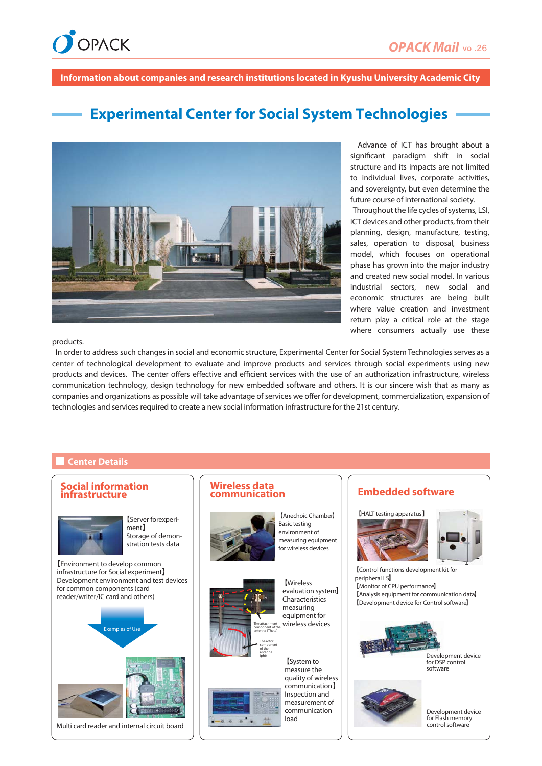OPACK Mail vol.26

**Information about companies and research institutions located in Kyushu University Academic City**

# Experimental Center for Social System Technologies

Advance of ICT has brought about a significant paradigm shift in social structure and its impacts are not limited to individual lives, corporate activities, and sovereignty, but even determine the future course of international society.

Throughout the life cycles of systems, LSI, ICT devices and other products, from their planning, design, manufacture, testing, sales, operation to disposal, business model, which focuses on operational phase has grown into the major industry and created new social model. In various industrial sectors, new social and economic structures are being built where value creation and investment return play a critical role at the stage where consumers actually use these products.

In order to address such changes in social and economic structure, Experimental Center for Social System Technologies serves as a center of technological development to evaluate and improve products and services through social experiments using new products and devices. The center offers effective and efficient services with the use of an authorization infrastructure, wireless communication technology, design technology for new embedded software and others. It is our sincere wish that as many as companies and organizations as possible will take advantage of services we offer for development, commercialization, expansion of technologies and services required to create a new social information infrastructure for the 21st century.

## Center Details

### Social information infrastructure

【Server forexperiment】
Storage of demonstration tests data

【Environment to develop common infrastructure for Social experiment】
Development environment and test devices for common components (card reader/writer/IC card and others)

Examples of Use

Multi card reader and internal circuit board

### Wireless data communication

【Anechoic Chamber】
Basic testing environment of measuring equipment for wireless devices

【Wireless evaluation system】
Characteristics measuring equipment for wireless devices

The attachment component of the antenna (Theta)

The rotor component of the antenna (phi)

【System to measure the quality of wireless communication】
Inspection and measurement of communication load

### Embedded software

【HALT testing apparatus】

【Control functions development kit for peripheral LS】
【Monitor of CPU performance】
【Analysis equipment for communication data】
【Development device for Control software】

Development device for DSP control software

Development device for Flash memory control software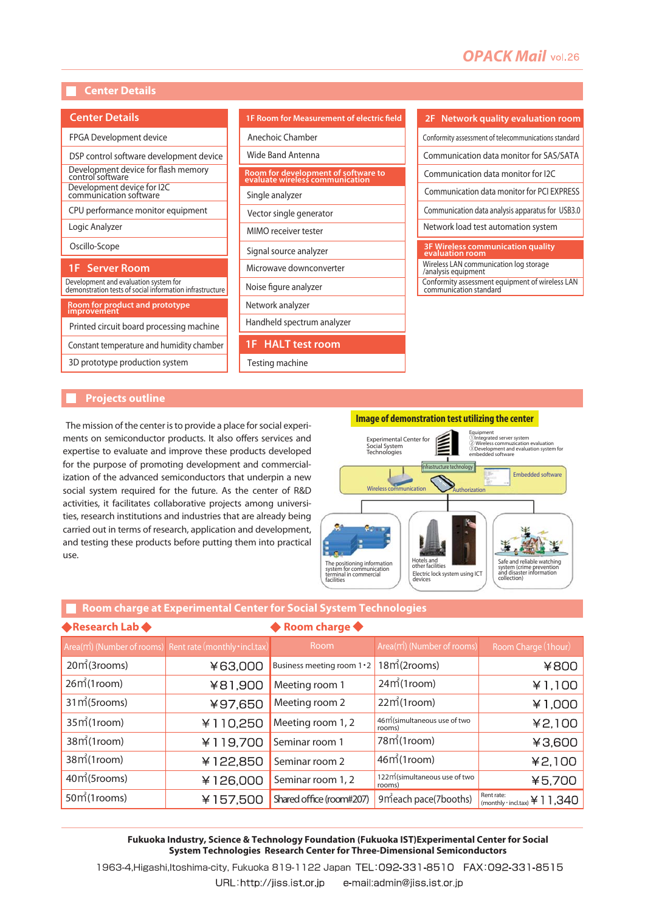## Center Details

### Center Details

- FPGA Development device
- DSP control software development device
- Development device for flash memory control software
- Development device for I2C communication software
- CPU performance monitor equipment
- Logic Analyzer
- Oscillo-Scope

### 1F Server Room

- Development and evaluation system for demonstration tests of social information infrastructure

### Room for product and prototype improvement

- Printed circuit board processing machine
- Constant temperature and humidity chamber
- 3D prototype production system

### 1F Room for Measurement of electric field

- Anechoic Chamber
- Wide Band Antenna

### Room for development of software to evaluate wireless communication

- Single analyzer
- Vector single generator
- MIMO receiver tester
- Signal source analyzer
- Microwave downconverter
- Noise figure analyzer
- Network analyzer
- Handheld spectrum analyzer

### 1F HALT test room

- Testing machine

### 2F Network quality evaluation room

- Conformity assessment of telecommunications standard
- Communication data monitor for SAS/SATA
- Communication data monitor for I2C
- Communication data monitor for PCI EXPRESS
- Communication data analysis apparatus for USB3.0
- Network load test automation system

### 3F Wireless communication quality evaluation room

- Wireless LAN communication log storage /analysis equipment
- Conformity assessment equipment of wireless LAN communication standard

## Projects outline

The mission of the center is to provide a place for social experiments on semiconductor products. It also offers services and expertise to evaluate and improve these products developed for the purpose of promoting development and commercialization of the advanced semiconductors that underpin a new social system required for the future. As the center of R&D activities, it facilitates collaborative projects among universities, research institutions and industries that are already being carried out in terms of research, application and development, and testing these products before putting them into practical use.

**Image of demonstration test utilizing the center**

Experimental Center for Social System Technologies

Equipment
① Integrated server system
② Wireless communization evaluation
③ Development and evaluation system for embedded software

Infrastructure technology

Wireless communication — Authorization — Embedded software

- The positioning information system for communication terminal in commercial facilities
- Hotels and other facilities / Electric lock system using ICT devices
- Safe and reliable watching system (crime prevention and disaster information collection)

## Room charge at Experimental Center for Social System Technologies

| ◆Research Lab◆ | | ◆Room charge◆ | | |
|---|---|---|---|---|
| Area(㎡) (Number of rooms) | Rent rate (monthly・incl.tax) | Room | Area(㎡) (Number of rooms) | Room Charge (1hour) |
| 20㎡(3rooms) | ¥63,000 | Business meeting room 1・2 | 18㎡(2rooms) | ¥800 |
| 26㎡(1room) | ¥81,900 | Meeting room 1 | 24㎡(1room) | ¥1,100 |
| 31㎡(5rooms) | ¥97,650 | Meeting room 2 | 22㎡(1room) | ¥1,000 |
| 35㎡(1room) | ¥110,250 | Meeting room 1, 2 | 46㎡(simultaneous use of two rooms) | ¥2,100 |
| 38㎡(1room) | ¥119,700 | Seminar room 1 | 78㎡(1room) | ¥3,600 |
| 38㎡(1room) | ¥122,850 | Seminar room 2 | 46㎡(1room) | ¥2,100 |
| 40㎡(5rooms) | ¥126,000 | Seminar room 1, 2 | 122㎡(simultaneous use of two rooms) | ¥5,700 |
| 50㎡(1rooms) | ¥157,500 | Shared office (room#207) | 9㎡each pace(7booths) | Rent rate: (monthly・incl.tax) ¥11,340 |

**Fukuoka Industry, Science & Technology Foundation (Fukuoka IST)Experimental Center for Social System Technologies Research Center for Three-Dimensional Semiconductors**

1963-4,Higashi,Itoshima-city, Fukuoka 819-1122 Japan TEL:092-331-8510 FAX:092-331-8515

URL:http://jiss.ist.or.jp e-mail:admin@jiss.ist.or.jp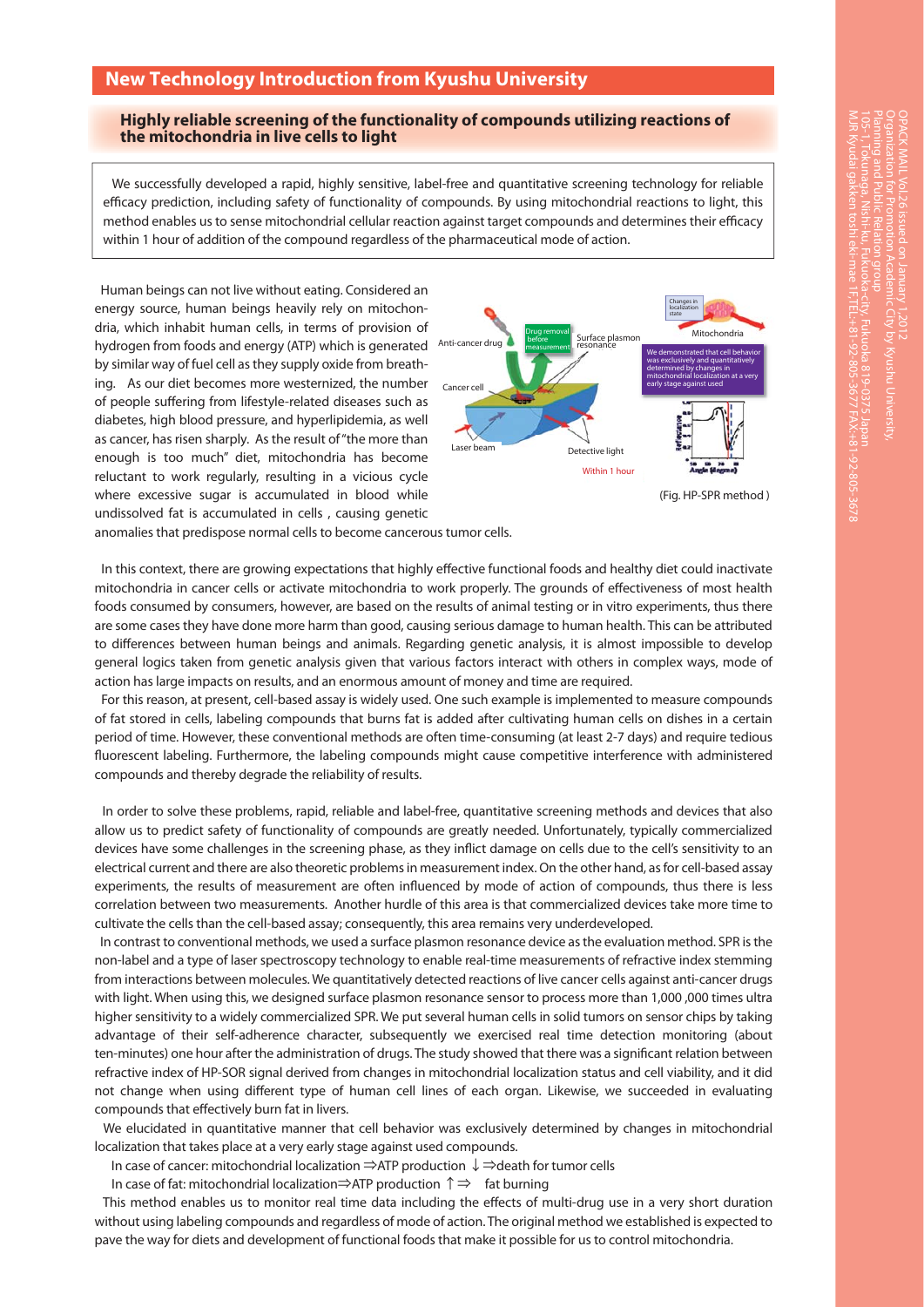## New Technology Introduction from Kyushu University

### Highly reliable screening of the functionality of compounds utilizing reactions of the mitochondria in live cells to light

We successfully developed a rapid, highly sensitive, label-free and quantitative screening technology for reliable efficacy prediction, including safety of functionality of compounds. By using mitochondrial reactions to light, this method enables us to sense mitochondrial cellular reaction against target compounds and determines their efficacy within 1 hour of addition of the compound regardless of the pharmaceutical mode of action.

Human beings can not live without eating. Considered an energy source, human beings heavily rely on mitochondria, which inhabit human cells, in terms of provision of hydrogen from foods and energy (ATP) which is generated by similar way of fuel cell as they supply oxide from breathing. As our diet becomes more westernized, the number of people suffering from lifestyle-related diseases such as diabetes, high blood pressure, and hyperlipidemia, as well as cancer, has risen sharply. As the result of "the more than enough is too much" diet, mitochondria has become reluctant to work regularly, resulting in a vicious cycle where excessive sugar is accumulated in blood while undissolved fat is accumulated in cells , causing genetic anomalies that predispose normal cells to become cancerous tumor cells.

Anti-cancer drug

Drug removal before measurement

Surface plasmon resonance

Changes in localization state

Mitochondria

We demonstrated that cell behavior was exclusively and quantitatively determined by changes in mitochondrial localization at a very early stage against used

Cancer cell

Laser beam

Detective light

Within 1 hour

Reflectance

Angle (degree)

(Fig. HP-SPR method )

In this context, there are growing expectations that highly effective functional foods and healthy diet could inactivate mitochondria in cancer cells or activate mitochondria to work properly. The grounds of effectiveness of most health foods consumed by consumers, however, are based on the results of animal testing or in vitro experiments, thus there are some cases they have done more harm than good, causing serious damage to human health. This can be attributed to differences between human beings and animals. Regarding genetic analysis, it is almost impossible to develop general logics taken from genetic analysis given that various factors interact with others in complex ways, mode of action has large impacts on results, and an enormous amount of money and time are required.

For this reason, at present, cell-based assay is widely used. One such example is implemented to measure compounds of fat stored in cells, labeling compounds that burns fat is added after cultivating human cells on dishes in a certain period of time. However, these conventional methods are often time-consuming (at least 2-7 days) and require tedious fluorescent labeling. Furthermore, the labeling compounds might cause competitive interference with administered compounds and thereby degrade the reliability of results.

In order to solve these problems, rapid, reliable and label-free, quantitative screening methods and devices that also allow us to predict safety of functionality of compounds are greatly needed. Unfortunately, typically commercialized devices have some challenges in the screening phase, as they inflict damage on cells due to the cell's sensitivity to an electrical current and there are also theoretic problems in measurement index. On the other hand, as for cell-based assay experiments, the results of measurement are often influenced by mode of action of compounds, thus there is less correlation between two measurements. Another hurdle of this area is that commercialized devices take more time to cultivate the cells than the cell-based assay; consequently, this area remains very underdeveloped.

In contrast to conventional methods, we used a surface plasmon resonance device as the evaluation method. SPR is the non-label and a type of laser spectroscopy technology to enable real-time measurements of refractive index stemming from interactions between molecules. We quantitatively detected reactions of live cancer cells against anti-cancer drugs with light. When using this, we designed surface plasmon resonance sensor to process more than 1,000 ,000 times ultra higher sensitivity to a widely commercialized SPR. We put several human cells in solid tumors on sensor chips by taking advantage of their self-adherence character, subsequently we exercised real time detection monitoring (about ten-minutes) one hour after the administration of drugs. The study showed that there was a significant relation between refractive index of HP-SOR signal derived from changes in mitochondrial localization status and cell viability, and it did not change when using different type of human cell lines of each organ. Likewise, we succeeded in evaluating compounds that effectively burn fat in livers.

We elucidated in quantitative manner that cell behavior was exclusively determined by changes in mitochondrial localization that takes place at a very early stage against used compounds.

In case of cancer: mitochondrial localization ⇒ATP production ↓⇒death for tumor cells

In case of fat: mitochondrial localization⇒ATP production ↑⇒ fat burning

This method enables us to monitor real time data including the effects of multi-drug use in a very short duration without using labeling compounds and regardless of mode of action. The original method we established is expected to pave the way for diets and development of functional foods that make it possible for us to control mitochondria.

OPACK MAIL Vol.26 issued on January 1,2012
Organization for Promotion Academic City by Kyushu University,
Planning and Public Relation group
105-1, Tokunaga, Nishi-ku, Fukuoka-city, Fukuoka 819-0375 Japan
MJR Kyudai gakken toshi eki-mae 1F,TEL:+81-92-805-3677 FAX:+81-92-805-3678